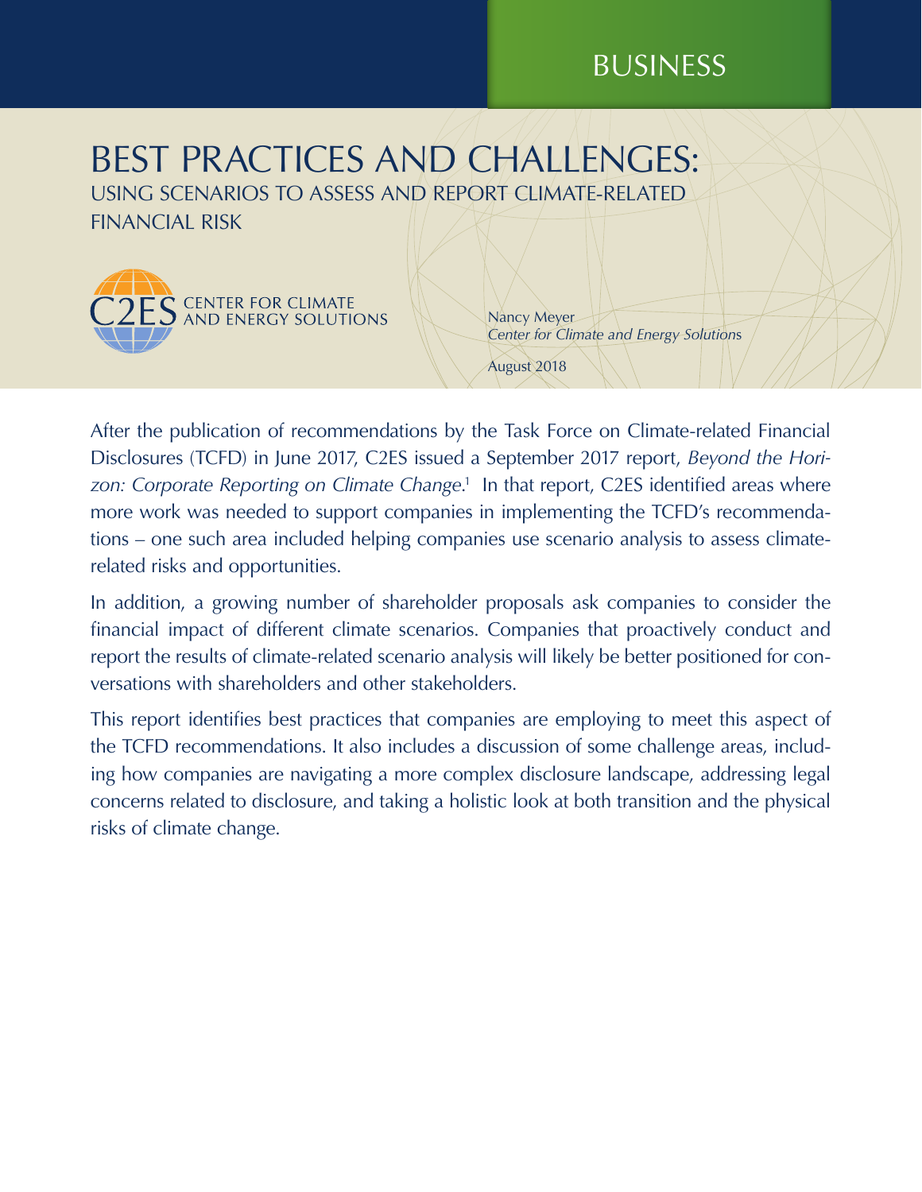BUSINESS

# BEST PRACTICES AND CHALLENGES:

## USING SCENARIOS TO ASSESS AND REPORT CLIMATE-RELATED FINANCIAL RISK

C2ES CENTER FOR CLIMATE AND ENERGY SOLUTIONS

Nancy Meyer
*Center for Climate and Energy Solutions*

August 2018

After the publication of recommendations by the Task Force on Climate-related Financial Disclosures (TCFD) in June 2017, C2ES issued a September 2017 report, *Beyond the Horizon: Corporate Reporting on Climate Change*.[1] In that report, C2ES identified areas where more work was needed to support companies in implementing the TCFD's recommendations – one such area included helping companies use scenario analysis to assess climate-related risks and opportunities.

In addition, a growing number of shareholder proposals ask companies to consider the financial impact of different climate scenarios. Companies that proactively conduct and report the results of climate-related scenario analysis will likely be better positioned for conversations with shareholders and other stakeholders.

This report identifies best practices that companies are employing to meet this aspect of the TCFD recommendations. It also includes a discussion of some challenge areas, including how companies are navigating a more complex disclosure landscape, addressing legal concerns related to disclosure, and taking a holistic look at both transition and the physical risks of climate change.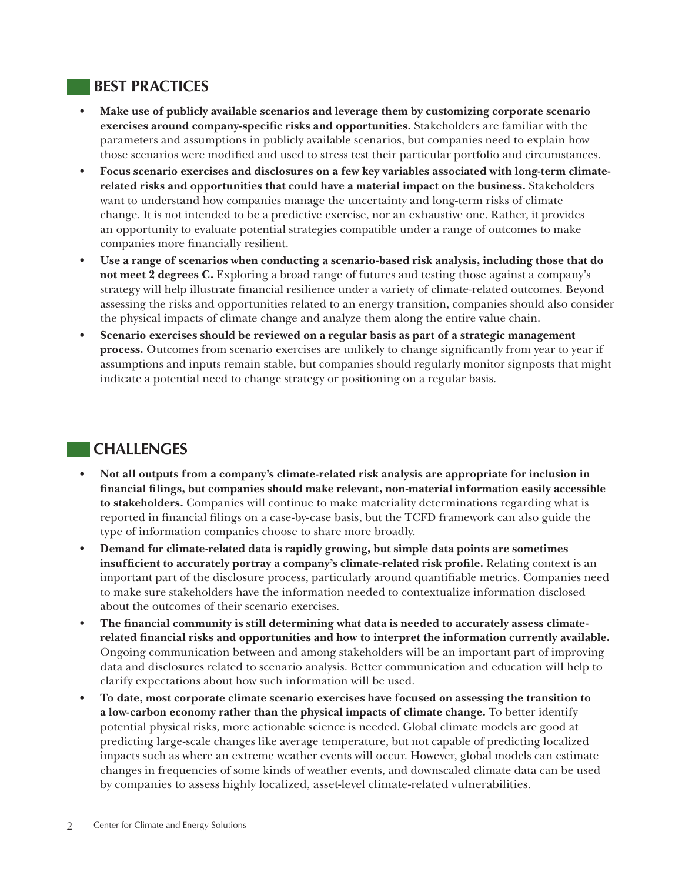## BEST PRACTICES

- **Make use of publicly available scenarios and leverage them by customizing corporate scenario exercises around company-specific risks and opportunities.** Stakeholders are familiar with the parameters and assumptions in publicly available scenarios, but companies need to explain how those scenarios were modified and used to stress test their particular portfolio and circumstances.
- **Focus scenario exercises and disclosures on a few key variables associated with long-term climate-related risks and opportunities that could have a material impact on the business.** Stakeholders want to understand how companies manage the uncertainty and long-term risks of climate change. It is not intended to be a predictive exercise, nor an exhaustive one. Rather, it provides an opportunity to evaluate potential strategies compatible under a range of outcomes to make companies more financially resilient.
- **Use a range of scenarios when conducting a scenario-based risk analysis, including those that do not meet 2 degrees C.** Exploring a broad range of futures and testing those against a company's strategy will help illustrate financial resilience under a variety of climate-related outcomes. Beyond assessing the risks and opportunities related to an energy transition, companies should also consider the physical impacts of climate change and analyze them along the entire value chain.
- **Scenario exercises should be reviewed on a regular basis as part of a strategic management process.** Outcomes from scenario exercises are unlikely to change significantly from year to year if assumptions and inputs remain stable, but companies should regularly monitor signposts that might indicate a potential need to change strategy or positioning on a regular basis.

## CHALLENGES

- **Not all outputs from a company's climate-related risk analysis are appropriate for inclusion in financial filings, but companies should make relevant, non-material information easily accessible to stakeholders.** Companies will continue to make materiality determinations regarding what is reported in financial filings on a case-by-case basis, but the TCFD framework can also guide the type of information companies choose to share more broadly.
- **Demand for climate-related data is rapidly growing, but simple data points are sometimes insufficient to accurately portray a company's climate-related risk profile.** Relating context is an important part of the disclosure process, particularly around quantifiable metrics. Companies need to make sure stakeholders have the information needed to contextualize information disclosed about the outcomes of their scenario exercises.
- **The financial community is still determining what data is needed to accurately assess climate-related financial risks and opportunities and how to interpret the information currently available.** Ongoing communication between and among stakeholders will be an important part of improving data and disclosures related to scenario analysis. Better communication and education will help to clarify expectations about how such information will be used.
- **To date, most corporate climate scenario exercises have focused on assessing the transition to a low-carbon economy rather than the physical impacts of climate change.** To better identify potential physical risks, more actionable science is needed. Global climate models are good at predicting large-scale changes like average temperature, but not capable of predicting localized impacts such as where an extreme weather events will occur. However, global models can estimate changes in frequencies of some kinds of weather events, and downscaled climate data can be used by companies to assess highly localized, asset-level climate-related vulnerabilities.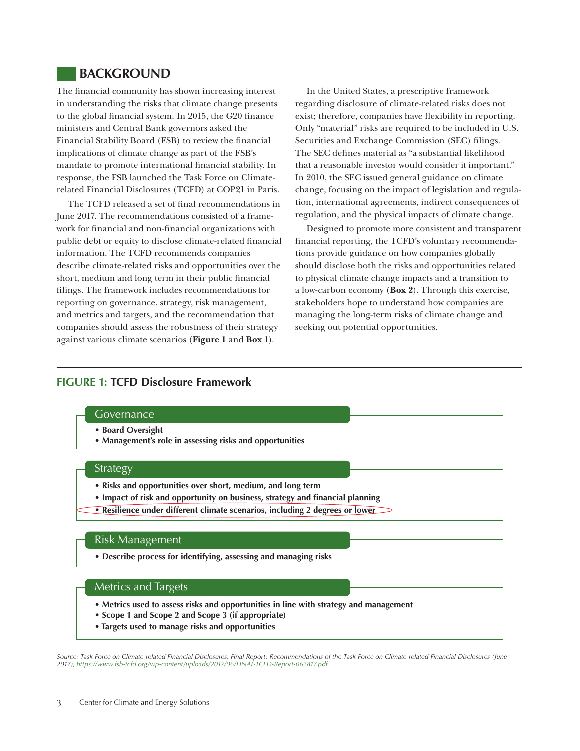## BACKGROUND

The financial community has shown increasing interest in understanding the risks that climate change presents to the global financial system. In 2015, the G20 finance ministers and Central Bank governors asked the Financial Stability Board (FSB) to review the financial implications of climate change as part of the FSB's mandate to promote international financial stability. In response, the FSB launched the Task Force on Climate-related Financial Disclosures (TCFD) at COP21 in Paris.

The TCFD released a set of final recommendations in June 2017. The recommendations consisted of a framework for financial and non-financial organizations with public debt or equity to disclose climate-related financial information. The TCFD recommends companies describe climate-related risks and opportunities over the short, medium and long term in their public financial filings. The framework includes recommendations for reporting on governance, strategy, risk management, and metrics and targets, and the recommendation that companies should assess the robustness of their strategy against various climate scenarios (**Figure 1** and **Box 1**).

In the United States, a prescriptive framework regarding disclosure of climate-related risks does not exist; therefore, companies have flexibility in reporting. Only "material" risks are required to be included in U.S. Securities and Exchange Commission (SEC) filings. The SEC defines material as "a substantial likelihood that a reasonable investor would consider it important." In 2010, the SEC issued general guidance on climate change, focusing on the impact of legislation and regulation, international agreements, indirect consequences of regulation, and the physical impacts of climate change.

Designed to promote more consistent and transparent financial reporting, the TCFD's voluntary recommendations provide guidance on how companies globally should disclose both the risks and opportunities related to physical climate change impacts and a transition to a low-carbon economy (**Box 2**). Through this exercise, stakeholders hope to understand how companies are managing the long-term risks of climate change and seeking out potential opportunities.

### FIGURE 1: TCFD Disclosure Framework

**Governance**

- **Board Oversight**
- **Management's role in assessing risks and opportunities**

**Strategy**

- **Risks and opportunities over short, medium, and long term**
- **Impact of risk and opportunity on business, strategy and financial planning**
- **Resilience under different climate scenarios, including 2 degrees or lower**

**Risk Management**

- **Describe process for identifying, assessing and managing risks**

**Metrics and Targets**

- **Metrics used to assess risks and opportunities in line with strategy and management**
- **Scope 1 and Scope 2 and Scope 3 (if appropriate)**
- **Targets used to manage risks and opportunities**

*Source: Task Force on Climate-related Financial Disclosures, Final Report: Recommendations of the Task Force on Climate-related Financial Disclosures (June 2017), https://www.fsb-tcfd.org/wp-content/uploads/2017/06/FINAL-TCFD-Report-062817.pdf.*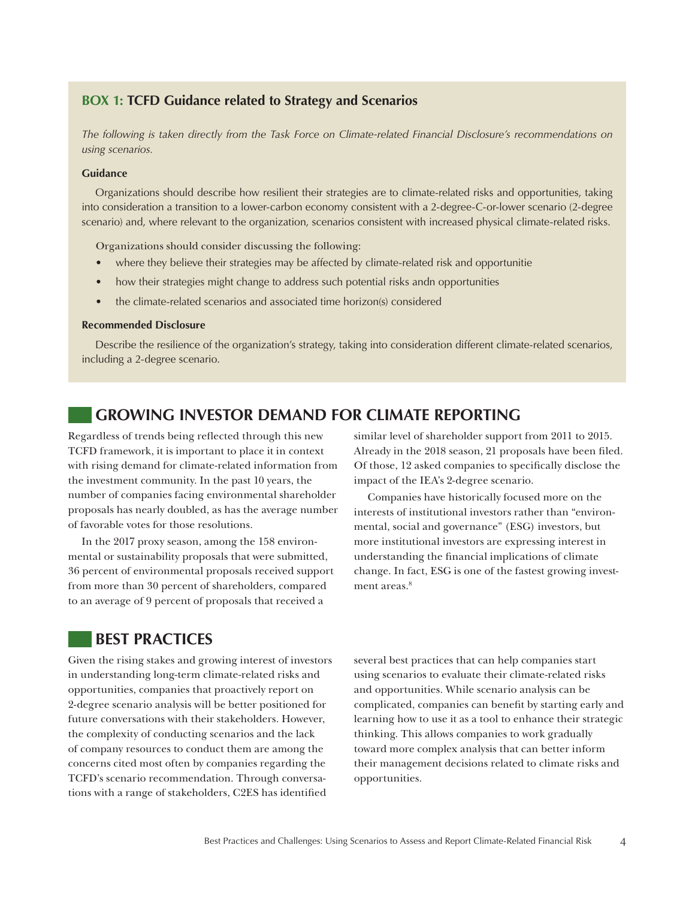### BOX 1: TCFD Guidance related to Strategy and Scenarios

*The following is taken directly from the Task Force on Climate-related Financial Disclosure's recommendations on using scenarios.*

**Guidance**

Organizations should describe how resilient their strategies are to climate-related risks and opportunities, taking into consideration a transition to a lower-carbon economy consistent with a 2-degree-C-or-lower scenario (2-degree scenario) and, where relevant to the organization, scenarios consistent with increased physical climate-related risks.

Organizations should consider discussing the following:

- where they believe their strategies may be affected by climate-related risk and opportunitie
- how their strategies might change to address such potential risks andn opportunities
- the climate-related scenarios and associated time horizon(s) considered

**Recommended Disclosure**

Describe the resilience of the organization's strategy, taking into consideration different climate-related scenarios, including a 2-degree scenario.

## GROWING INVESTOR DEMAND FOR CLIMATE REPORTING

Regardless of trends being reflected through this new TCFD framework, it is important to place it in context with rising demand for climate-related information from the investment community. In the past 10 years, the number of companies facing environmental shareholder proposals has nearly doubled, as has the average number of favorable votes for those resolutions.

In the 2017 proxy season, among the 158 environmental or sustainability proposals that were submitted, 36 percent of environmental proposals received support from more than 30 percent of shareholders, compared to an average of 9 percent of proposals that received a similar level of shareholder support from 2011 to 2015. Already in the 2018 season, 21 proposals have been filed. Of those, 12 asked companies to specifically disclose the impact of the IEA's 2-degree scenario.

Companies have historically focused more on the interests of institutional investors rather than "environmental, social and governance" (ESG) investors, but more institutional investors are expressing interest in understanding the financial implications of climate change. In fact, ESG is one of the fastest growing investment areas.[8]

## BEST PRACTICES

Given the rising stakes and growing interest of investors in understanding long-term climate-related risks and opportunities, companies that proactively report on 2-degree scenario analysis will be better positioned for future conversations with their stakeholders. However, the complexity of conducting scenarios and the lack of company resources to conduct them are among the concerns cited most often by companies regarding the TCFD's scenario recommendation. Through conversations with a range of stakeholders, C2ES has identified several best practices that can help companies start using scenarios to evaluate their climate-related risks and opportunities. While scenario analysis can be complicated, companies can benefit by starting early and learning how to use it as a tool to enhance their strategic thinking. This allows companies to work gradually toward more complex analysis that can better inform their management decisions related to climate risks and opportunities.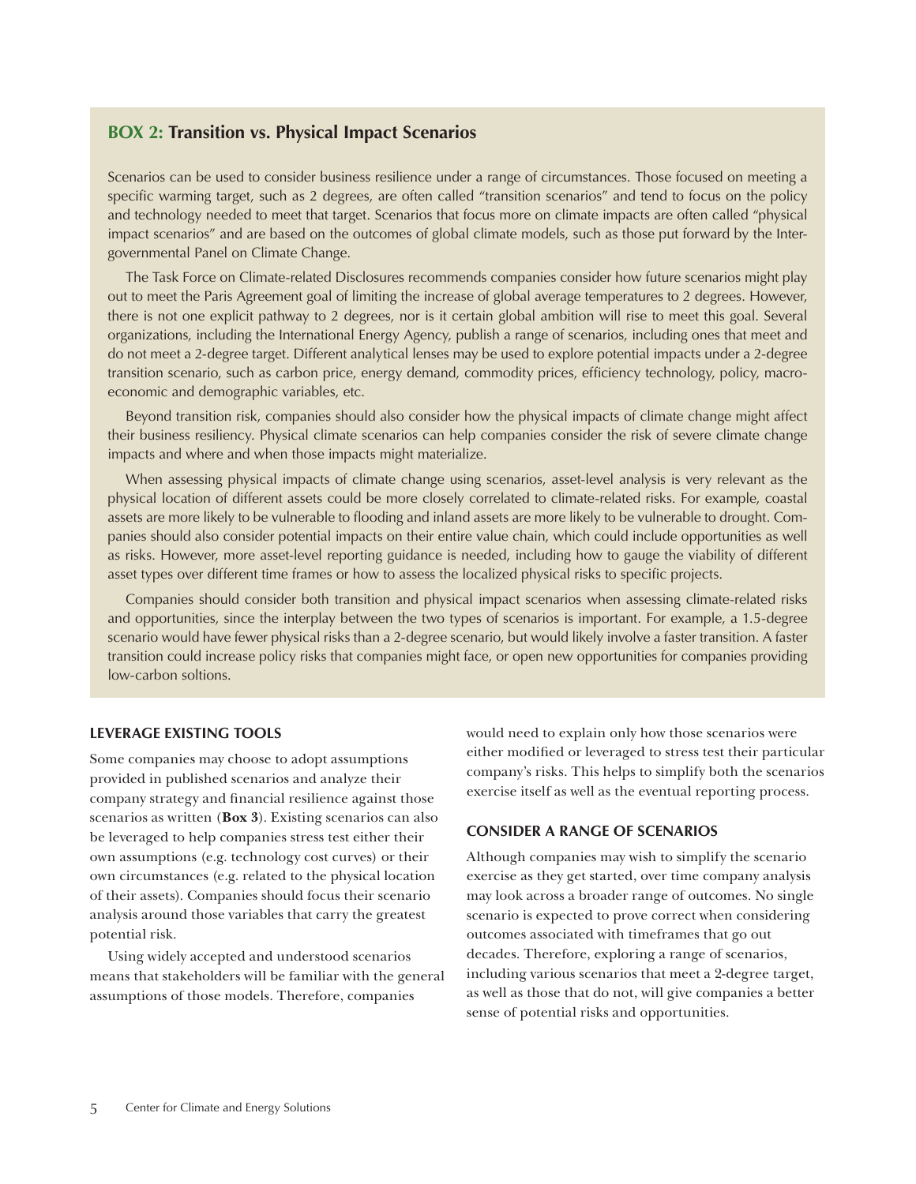## BOX 2: Transition vs. Physical Impact Scenarios

Scenarios can be used to consider business resilience under a range of circumstances. Those focused on meeting a specific warming target, such as 2 degrees, are often called "transition scenarios" and tend to focus on the policy and technology needed to meet that target. Scenarios that focus more on climate impacts are often called "physical impact scenarios" and are based on the outcomes of global climate models, such as those put forward by the Intergovernmental Panel on Climate Change.

The Task Force on Climate-related Disclosures recommends companies consider how future scenarios might play out to meet the Paris Agreement goal of limiting the increase of global average temperatures to 2 degrees. However, there is not one explicit pathway to 2 degrees, nor is it certain global ambition will rise to meet this goal. Several organizations, including the International Energy Agency, publish a range of scenarios, including ones that meet and do not meet a 2-degree target. Different analytical lenses may be used to explore potential impacts under a 2-degree transition scenario, such as carbon price, energy demand, commodity prices, efficiency technology, policy, macroeconomic and demographic variables, etc.

Beyond transition risk, companies should also consider how the physical impacts of climate change might affect their business resiliency. Physical climate scenarios can help companies consider the risk of severe climate change impacts and where and when those impacts might materialize.

When assessing physical impacts of climate change using scenarios, asset-level analysis is very relevant as the physical location of different assets could be more closely correlated to climate-related risks. For example, coastal assets are more likely to be vulnerable to flooding and inland assets are more likely to be vulnerable to drought. Companies should also consider potential impacts on their entire value chain, which could include opportunities as well as risks. However, more asset-level reporting guidance is needed, including how to gauge the viability of different asset types over different time frames or how to assess the localized physical risks to specific projects.

Companies should consider both transition and physical impact scenarios when assessing climate-related risks and opportunities, since the interplay between the two types of scenarios is important. For example, a 1.5-degree scenario would have fewer physical risks than a 2-degree scenario, but would likely involve a faster transition. A faster transition could increase policy risks that companies might face, or open new opportunities for companies providing low-carbon soltions.

### LEVERAGE EXISTING TOOLS

Some companies may choose to adopt assumptions provided in published scenarios and analyze their company strategy and financial resilience against those scenarios as written (**Box 3**). Existing scenarios can also be leveraged to help companies stress test either their own assumptions (e.g. technology cost curves) or their own circumstances (e.g. related to the physical location of their assets). Companies should focus their scenario analysis around those variables that carry the greatest potential risk.

Using widely accepted and understood scenarios means that stakeholders will be familiar with the general assumptions of those models. Therefore, companies would need to explain only how those scenarios were either modified or leveraged to stress test their particular company's risks. This helps to simplify both the scenarios exercise itself as well as the eventual reporting process.

### CONSIDER A RANGE OF SCENARIOS

Although companies may wish to simplify the scenario exercise as they get started, over time company analysis may look across a broader range of outcomes. No single scenario is expected to prove correct when considering outcomes associated with timeframes that go out decades. Therefore, exploring a range of scenarios, including various scenarios that meet a 2-degree target, as well as those that do not, will give companies a better sense of potential risks and opportunities.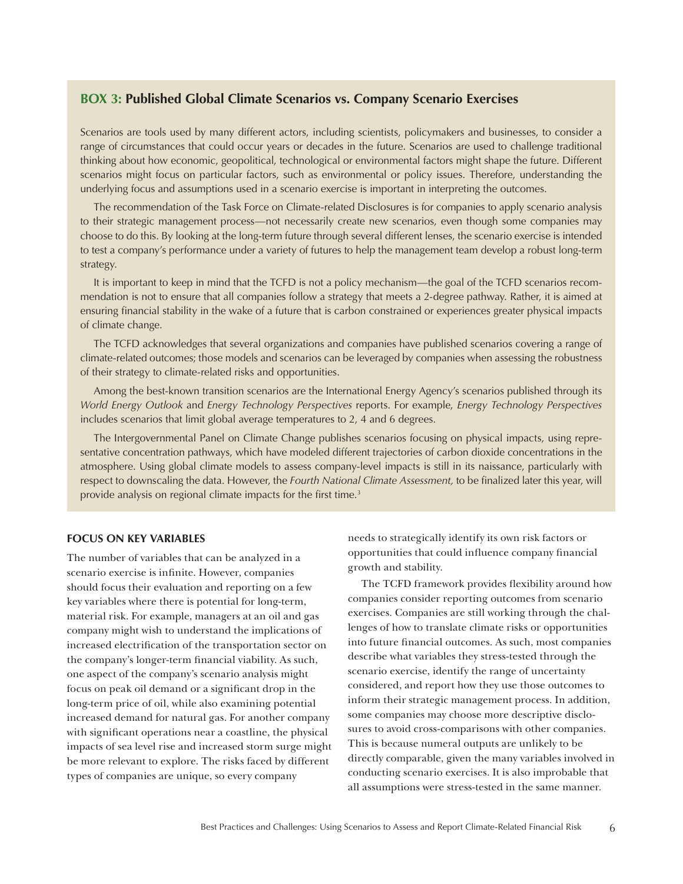## BOX 3: Published Global Climate Scenarios vs. Company Scenario Exercises

Scenarios are tools used by many different actors, including scientists, policymakers and businesses, to consider a range of circumstances that could occur years or decades in the future. Scenarios are used to challenge traditional thinking about how economic, geopolitical, technological or environmental factors might shape the future. Different scenarios might focus on particular factors, such as environmental or policy issues. Therefore, understanding the underlying focus and assumptions used in a scenario exercise is important in interpreting the outcomes.

The recommendation of the Task Force on Climate-related Disclosures is for companies to apply scenario analysis to their strategic management process—not necessarily create new scenarios, even though some companies may choose to do this. By looking at the long-term future through several different lenses, the scenario exercise is intended to test a company's performance under a variety of futures to help the management team develop a robust long-term strategy.

It is important to keep in mind that the TCFD is not a policy mechanism—the goal of the TCFD scenarios recommendation is not to ensure that all companies follow a strategy that meets a 2-degree pathway. Rather, it is aimed at ensuring financial stability in the wake of a future that is carbon constrained or experiences greater physical impacts of climate change.

The TCFD acknowledges that several organizations and companies have published scenarios covering a range of climate-related outcomes; those models and scenarios can be leveraged by companies when assessing the robustness of their strategy to climate-related risks and opportunities.

Among the best-known transition scenarios are the International Energy Agency's scenarios published through its *World Energy Outlook* and *Energy Technology Perspectives* reports. For example, *Energy Technology Perspectives* includes scenarios that limit global average temperatures to 2, 4 and 6 degrees.

The Intergovernmental Panel on Climate Change publishes scenarios focusing on physical impacts, using representative concentration pathways, which have modeled different trajectories of carbon dioxide concentrations in the atmosphere. Using global climate models to assess company-level impacts is still in its naissance, particularly with respect to downscaling the data. However, the *Fourth National Climate Assessment,* to be finalized later this year, will provide analysis on regional climate impacts for the first time.[3]

### FOCUS ON KEY VARIABLES

The number of variables that can be analyzed in a scenario exercise is infinite. However, companies should focus their evaluation and reporting on a few key variables where there is potential for long-term, material risk. For example, managers at an oil and gas company might wish to understand the implications of increased electrification of the transportation sector on the company's longer-term financial viability. As such, one aspect of the company's scenario analysis might focus on peak oil demand or a significant drop in the long-term price of oil, while also examining potential increased demand for natural gas. For another company with significant operations near a coastline, the physical impacts of sea level rise and increased storm surge might be more relevant to explore. The risks faced by different types of companies are unique, so every company needs to strategically identify its own risk factors or opportunities that could influence company financial growth and stability.

The TCFD framework provides flexibility around how companies consider reporting outcomes from scenario exercises. Companies are still working through the challenges of how to translate climate risks or opportunities into future financial outcomes. As such, most companies describe what variables they stress-tested through the scenario exercise, identify the range of uncertainty considered, and report how they use those outcomes to inform their strategic management process. In addition, some companies may choose more descriptive disclosures to avoid cross-comparisons with other companies. This is because numeral outputs are unlikely to be directly comparable, given the many variables involved in conducting scenario exercises. It is also improbable that all assumptions were stress-tested in the same manner.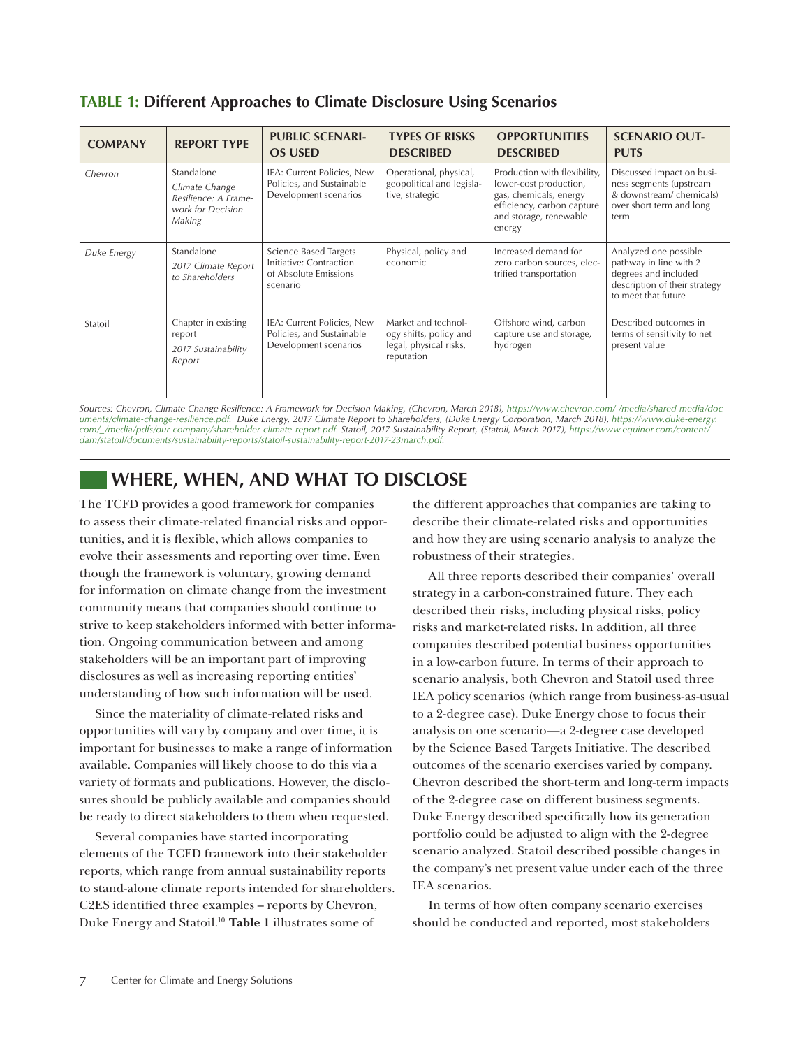**TABLE 1: Different Approaches to Climate Disclosure Using Scenarios**

| COMPANY | REPORT TYPE | PUBLIC SCENARIOS USED | TYPES OF RISKS DESCRIBED | OPPORTUNITIES DESCRIBED | SCENARIO OUTPUTS |
|---|---|---|---|---|---|
| *Chevron* | Standalone *Climate Change Resilience: A Framework for Decision Making* | IEA: Current Policies, New Policies, and Sustainable Development scenarios | Operational, physical, geopolitical and legislative, strategic | Production with flexibility, lower-cost production, gas, chemicals, energy efficiency, carbon capture and storage, renewable energy | Discussed impact on business segments (upstream & downstream/ chemicals) over short term and long term |
| *Duke Energy* | Standalone *2017 Climate Report to Shareholders* | Science Based Targets Initiative: Contraction of Absolute Emissions scenario | Physical, policy and economic | Increased demand for zero carbon sources, electrified transportation | Analyzed one possible pathway in line with 2 degrees and included description of their strategy to meet that future |
| Statoil | Chapter in existing report *2017 Sustainability Report* | IEA: Current Policies, New Policies, and Sustainable Development scenarios | Market and technology shifts, policy and legal, physical risks, reputation | Offshore wind, carbon capture use and storage, hydrogen | Described outcomes in terms of sensitivity to net present value |

*Sources: Chevron, Climate Change Resilience: A Framework for Decision Making, (Chevron, March 2018), https://www.chevron.com/-/media/shared-media/documents/climate-change-resilience.pdf. Duke Energy, 2017 Climate Report to Shareholders, (Duke Energy Corporation, March 2018), https://www.duke-energy.com/_/media/pdfs/our-company/shareholder-climate-report.pdf. Statoil, 2017 Sustainability Report, (Statoil, March 2017), https://www.equinor.com/content/dam/statoil/documents/sustainability-reports/statoil-sustainability-report-2017-23march.pdf.*

## WHERE, WHEN, AND WHAT TO DISCLOSE

The TCFD provides a good framework for companies to assess their climate-related financial risks and opportunities, and it is flexible, which allows companies to evolve their assessments and reporting over time. Even though the framework is voluntary, growing demand for information on climate change from the investment community means that companies should continue to strive to keep stakeholders informed with better information. Ongoing communication between and among stakeholders will be an important part of improving disclosures as well as increasing reporting entities' understanding of how such information will be used.

Since the materiality of climate-related risks and opportunities will vary by company and over time, it is important for businesses to make a range of information available. Companies will likely choose to do this via a variety of formats and publications. However, the disclosures should be publicly available and companies should be ready to direct stakeholders to them when requested.

Several companies have started incorporating elements of the TCFD framework into their stakeholder reports, which range from annual sustainability reports to stand-alone climate reports intended for shareholders. C2ES identified three examples – reports by Chevron, Duke Energy and Statoil.[10] **Table 1** illustrates some of the different approaches that companies are taking to describe their climate-related risks and opportunities and how they are using scenario analysis to analyze the robustness of their strategies.

All three reports described their companies' overall strategy in a carbon-constrained future. They each described their risks, including physical risks, policy risks and market-related risks. In addition, all three companies described potential business opportunities in a low-carbon future. In terms of their approach to scenario analysis, both Chevron and Statoil used three IEA policy scenarios (which range from business-as-usual to a 2-degree case). Duke Energy chose to focus their analysis on one scenario—a 2-degree case developed by the Science Based Targets Initiative. The described outcomes of the scenario exercises varied by company. Chevron described the short-term and long-term impacts of the 2-degree case on different business segments. Duke Energy described specifically how its generation portfolio could be adjusted to align with the 2-degree scenario analyzed. Statoil described possible changes in the company's net present value under each of the three IEA scenarios.

In terms of how often company scenario exercises should be conducted and reported, most stakeholders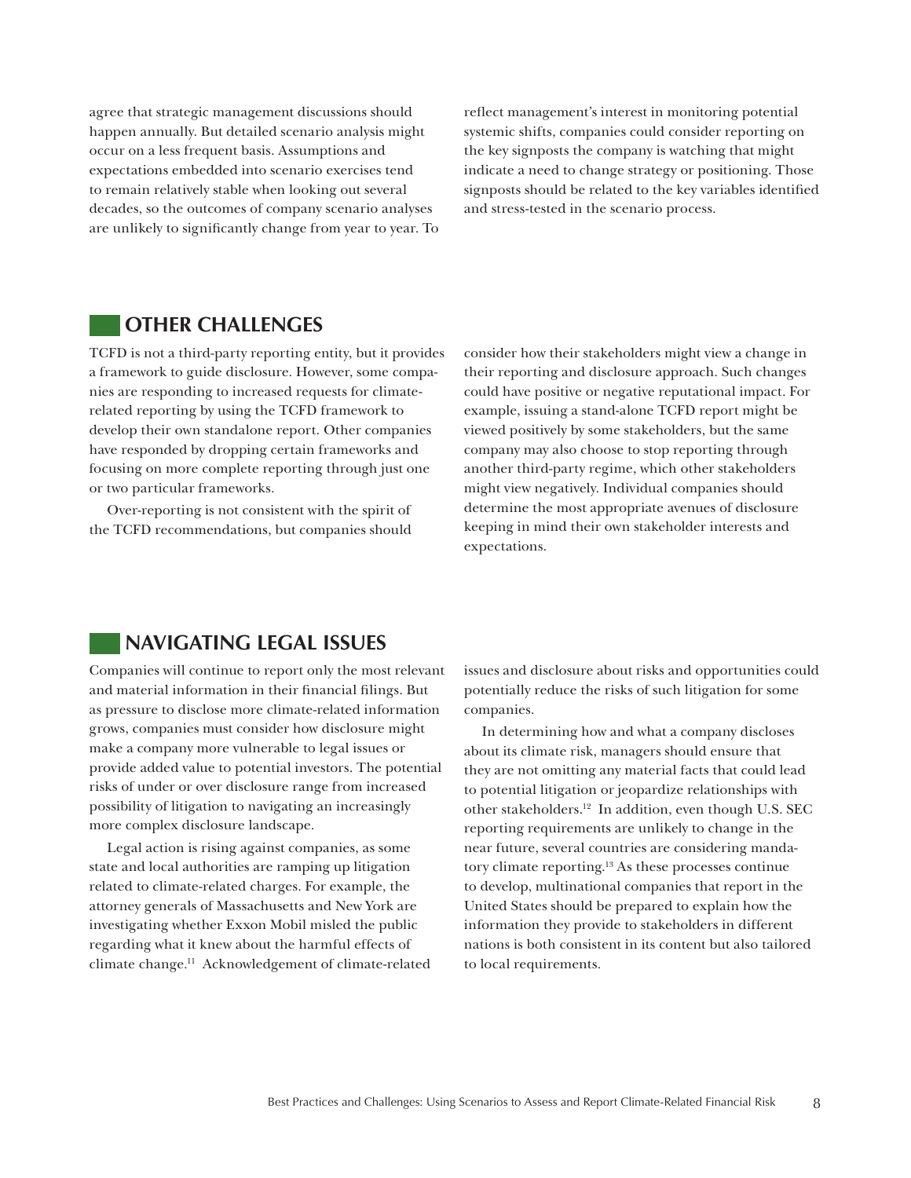agree that strategic management discussions should happen annually. But detailed scenario analysis might occur on a less frequent basis. Assumptions and expectations embedded into scenario exercises tend to remain relatively stable when looking out several decades, so the outcomes of company scenario analyses are unlikely to significantly change from year to year. To reflect management's interest in monitoring potential systemic shifts, companies could consider reporting on the key signposts the company is watching that might indicate a need to change strategy or positioning. Those signposts should be related to the key variables identified and stress-tested in the scenario process.

## OTHER CHALLENGES

TCFD is not a third-party reporting entity, but it provides a framework to guide disclosure. However, some companies are responding to increased requests for climate-related reporting by using the TCFD framework to develop their own standalone report. Other companies have responded by dropping certain frameworks and focusing on more complete reporting through just one or two particular frameworks.

Over-reporting is not consistent with the spirit of the TCFD recommendations, but companies should consider how their stakeholders might view a change in their reporting and disclosure approach. Such changes could have positive or negative reputational impact. For example, issuing a stand-alone TCFD report might be viewed positively by some stakeholders, but the same company may also choose to stop reporting through another third-party regime, which other stakeholders might view negatively. Individual companies should determine the most appropriate avenues of disclosure keeping in mind their own stakeholder interests and expectations.

## NAVIGATING LEGAL ISSUES

Companies will continue to report only the most relevant and material information in their financial filings. But as pressure to disclose more climate-related information grows, companies must consider how disclosure might make a company more vulnerable to legal issues or provide added value to potential investors. The potential risks of under or over disclosure range from increased possibility of litigation to navigating an increasingly more complex disclosure landscape.

Legal action is rising against companies, as some state and local authorities are ramping up litigation related to climate-related charges. For example, the attorney generals of Massachusetts and New York are investigating whether Exxon Mobil misled the public regarding what it knew about the harmful effects of climate change.[11] Acknowledgement of climate-related issues and disclosure about risks and opportunities could potentially reduce the risks of such litigation for some companies.

In determining how and what a company discloses about its climate risk, managers should ensure that they are not omitting any material facts that could lead to potential litigation or jeopardize relationships with other stakeholders.[12] In addition, even though U.S. SEC reporting requirements are unlikely to change in the near future, several countries are considering mandatory climate reporting.[13] As these processes continue to develop, multinational companies that report in the United States should be prepared to explain how the information they provide to stakeholders in different nations is both consistent in its content but also tailored to local requirements.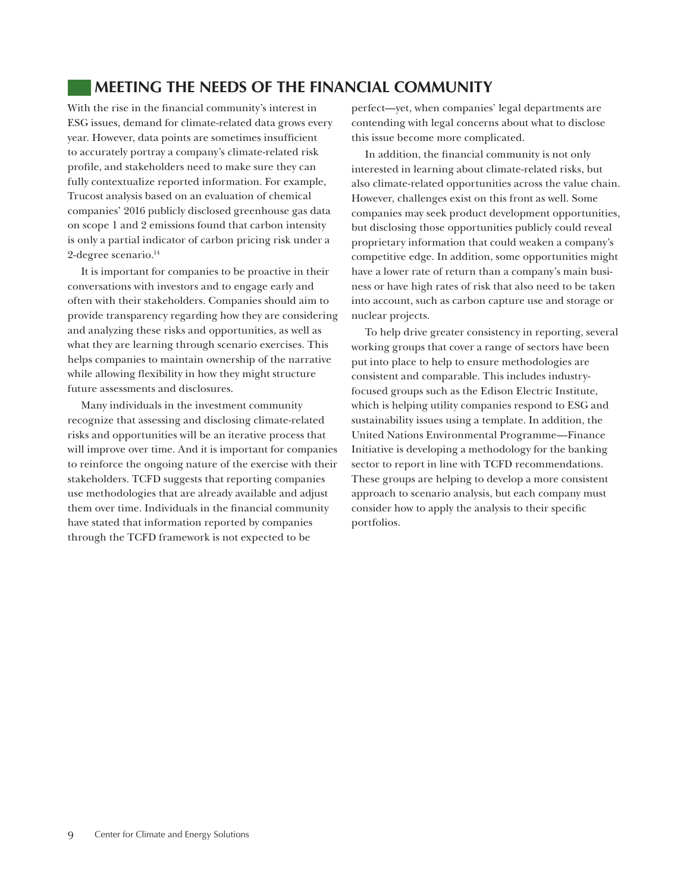## MEETING THE NEEDS OF THE FINANCIAL COMMUNITY

With the rise in the financial community's interest in ESG issues, demand for climate-related data grows every year. However, data points are sometimes insufficient to accurately portray a company's climate-related risk profile, and stakeholders need to make sure they can fully contextualize reported information. For example, Trucost analysis based on an evaluation of chemical companies' 2016 publicly disclosed greenhouse gas data on scope 1 and 2 emissions found that carbon intensity is only a partial indicator of carbon pricing risk under a 2-degree scenario.[14]

It is important for companies to be proactive in their conversations with investors and to engage early and often with their stakeholders. Companies should aim to provide transparency regarding how they are considering and analyzing these risks and opportunities, as well as what they are learning through scenario exercises. This helps companies to maintain ownership of the narrative while allowing flexibility in how they might structure future assessments and disclosures.

Many individuals in the investment community recognize that assessing and disclosing climate-related risks and opportunities will be an iterative process that will improve over time. And it is important for companies to reinforce the ongoing nature of the exercise with their stakeholders. TCFD suggests that reporting companies use methodologies that are already available and adjust them over time. Individuals in the financial community have stated that information reported by companies through the TCFD framework is not expected to be perfect—yet, when companies' legal departments are contending with legal concerns about what to disclose this issue become more complicated.

In addition, the financial community is not only interested in learning about climate-related risks, but also climate-related opportunities across the value chain. However, challenges exist on this front as well. Some companies may seek product development opportunities, but disclosing those opportunities publicly could reveal proprietary information that could weaken a company's competitive edge. In addition, some opportunities might have a lower rate of return than a company's main business or have high rates of risk that also need to be taken into account, such as carbon capture use and storage or nuclear projects.

To help drive greater consistency in reporting, several working groups that cover a range of sectors have been put into place to help to ensure methodologies are consistent and comparable. This includes industry-focused groups such as the Edison Electric Institute, which is helping utility companies respond to ESG and sustainability issues using a template. In addition, the United Nations Environmental Programme—Finance Initiative is developing a methodology for the banking sector to report in line with TCFD recommendations. These groups are helping to develop a more consistent approach to scenario analysis, but each company must consider how to apply the analysis to their specific portfolios.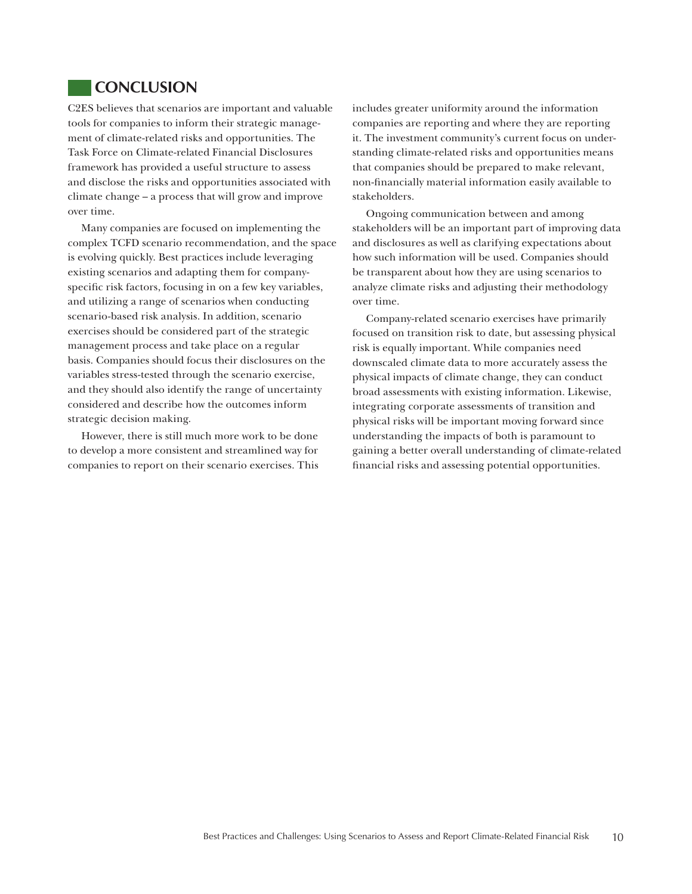## CONCLUSION

C2ES believes that scenarios are important and valuable tools for companies to inform their strategic management of climate-related risks and opportunities. The Task Force on Climate-related Financial Disclosures framework has provided a useful structure to assess and disclose the risks and opportunities associated with climate change – a process that will grow and improve over time.

Many companies are focused on implementing the complex TCFD scenario recommendation, and the space is evolving quickly. Best practices include leveraging existing scenarios and adapting them for company-specific risk factors, focusing in on a few key variables, and utilizing a range of scenarios when conducting scenario-based risk analysis. In addition, scenario exercises should be considered part of the strategic management process and take place on a regular basis. Companies should focus their disclosures on the variables stress-tested through the scenario exercise, and they should also identify the range of uncertainty considered and describe how the outcomes inform strategic decision making.

However, there is still much more work to be done to develop a more consistent and streamlined way for companies to report on their scenario exercises. This includes greater uniformity around the information companies are reporting and where they are reporting it. The investment community's current focus on understanding climate-related risks and opportunities means that companies should be prepared to make relevant, non-financially material information easily available to stakeholders.

Ongoing communication between and among stakeholders will be an important part of improving data and disclosures as well as clarifying expectations about how such information will be used. Companies should be transparent about how they are using scenarios to analyze climate risks and adjusting their methodology over time.

Company-related scenario exercises have primarily focused on transition risk to date, but assessing physical risk is equally important. While companies need downscaled climate data to more accurately assess the physical impacts of climate change, they can conduct broad assessments with existing information. Likewise, integrating corporate assessments of transition and physical risks will be important moving forward since understanding the impacts of both is paramount to gaining a better overall understanding of climate-related financial risks and assessing potential opportunities.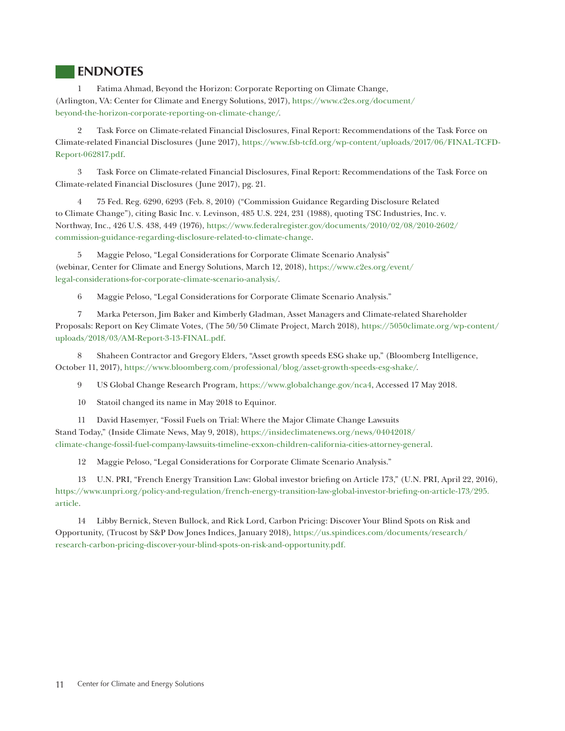## ENDNOTES

1 Fatima Ahmad, Beyond the Horizon: Corporate Reporting on Climate Change, (Arlington, VA: Center for Climate and Energy Solutions, 2017), https://www.c2es.org/document/beyond-the-horizon-corporate-reporting-on-climate-change/.

2 Task Force on Climate-related Financial Disclosures, Final Report: Recommendations of the Task Force on Climate-related Financial Disclosures (June 2017), https://www.fsb-tcfd.org/wp-content/uploads/2017/06/FINAL-TCFD-Report-062817.pdf.

3 Task Force on Climate-related Financial Disclosures, Final Report: Recommendations of the Task Force on Climate-related Financial Disclosures (June 2017), pg. 21.

4 75 Fed. Reg. 6290, 6293 (Feb. 8, 2010) ("Commission Guidance Regarding Disclosure Related to Climate Change"), citing Basic Inc. v. Levinson, 485 U.S. 224, 231 (1988), quoting TSC Industries, Inc. v. Northway, Inc., 426 U.S. 438, 449 (1976), https://www.federalregister.gov/documents/2010/02/08/2010-2602/commission-guidance-regarding-disclosure-related-to-climate-change.

5 Maggie Peloso, "Legal Considerations for Corporate Climate Scenario Analysis" (webinar, Center for Climate and Energy Solutions, March 12, 2018), https://www.c2es.org/event/legal-considerations-for-corporate-climate-scenario-analysis/.

6 Maggie Peloso, "Legal Considerations for Corporate Climate Scenario Analysis."

7 Marka Peterson, Jim Baker and Kimberly Gladman, Asset Managers and Climate-related Shareholder Proposals: Report on Key Climate Votes, (The 50/50 Climate Project, March 2018), https://5050climate.org/wp-content/uploads/2018/03/AM-Report-3-13-FINAL.pdf.

8 Shaheen Contractor and Gregory Elders, "Asset growth speeds ESG shake up," (Bloomberg Intelligence, October 11, 2017), https://www.bloomberg.com/professional/blog/asset-growth-speeds-esg-shake/.

9 US Global Change Research Program, https://www.globalchange.gov/nca4, Accessed 17 May 2018.

10 Statoil changed its name in May 2018 to Equinor.

11 David Hasemyer, "Fossil Fuels on Trial: Where the Major Climate Change Lawsuits Stand Today," (Inside Climate News, May 9, 2018), https://insideclimatenews.org/news/04042018/climate-change-fossil-fuel-company-lawsuits-timeline-exxon-children-california-cities-attorney-general.

12 Maggie Peloso, "Legal Considerations for Corporate Climate Scenario Analysis."

13 U.N. PRI, "French Energy Transition Law: Global investor briefing on Article 173," (U.N. PRI, April 22, 2016), https://www.unpri.org/policy-and-regulation/french-energy-transition-law-global-investor-briefing-on-article-173/295.article.

14 Libby Bernick, Steven Bullock, and Rick Lord, Carbon Pricing: Discover Your Blind Spots on Risk and Opportunity, (Trucost by S&P Dow Jones Indices, January 2018), https://us.spindices.com/documents/research/research-carbon-pricing-discover-your-blind-spots-on-risk-and-opportunity.pdf.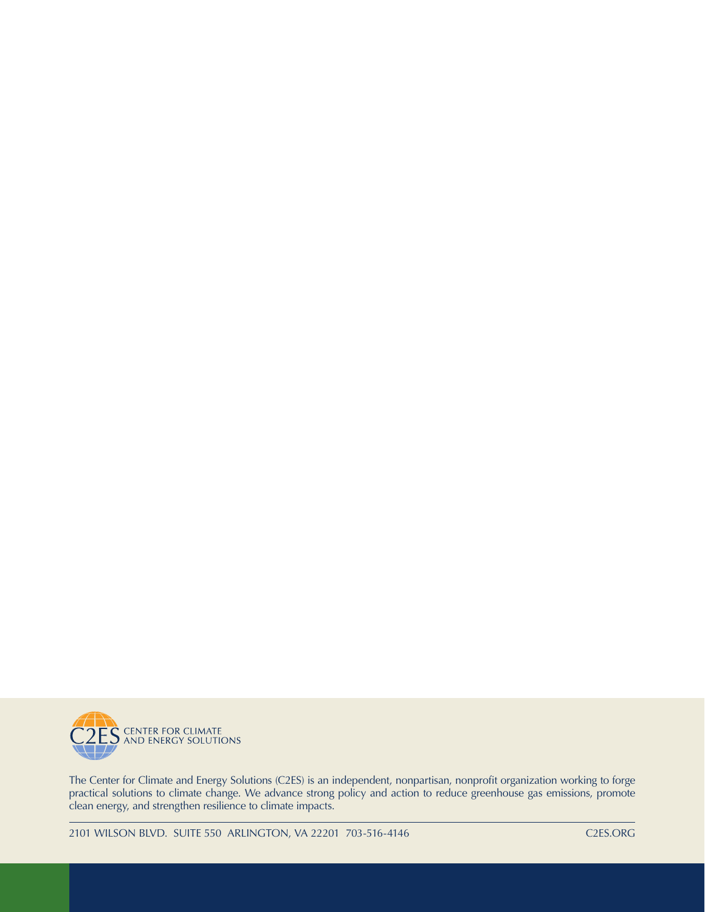C2ES CENTER FOR CLIMATE AND ENERGY SOLUTIONS

The Center for Climate and Energy Solutions (C2ES) is an independent, nonpartisan, nonprofit organization working to forge practical solutions to climate change. We advance strong policy and action to reduce greenhouse gas emissions, promote clean energy, and strengthen resilience to climate impacts.

2101 WILSON BLVD. SUITE 550 ARLINGTON, VA 22201 703-516-4146 C2ES.ORG